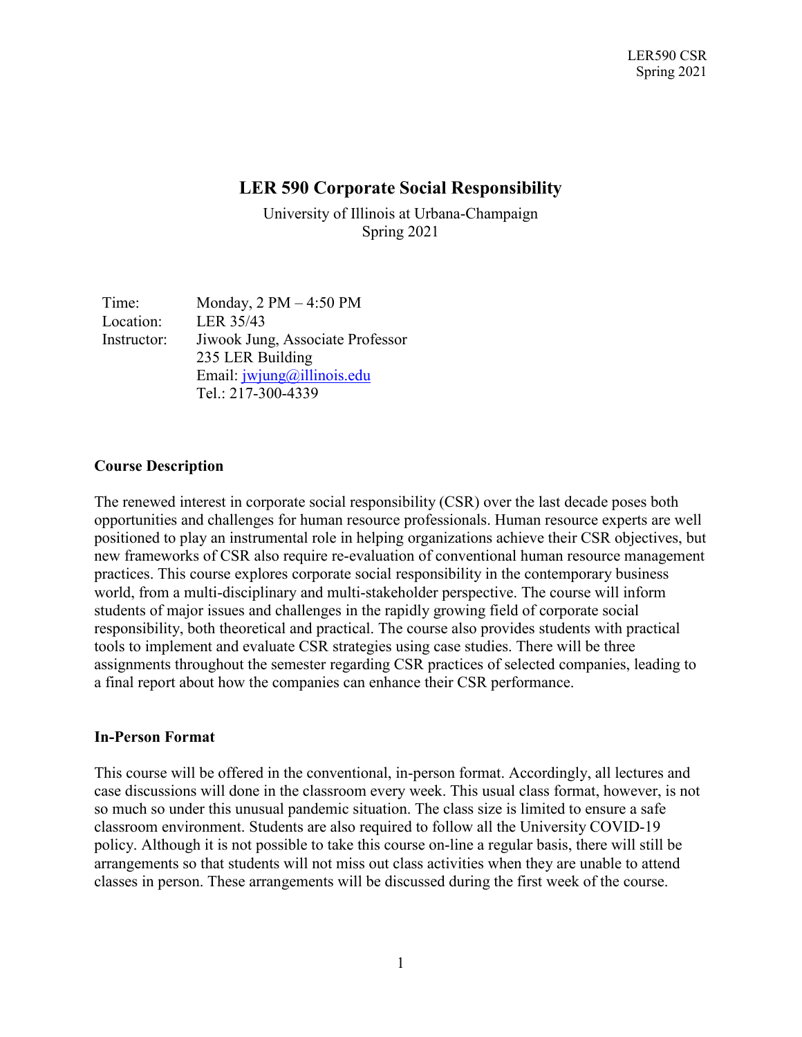# LER 590 Corporate Social Responsibility

University of Illinois at Urbana-Champaign
Spring 2021

| | |
|---|---|
| Time: | Monday, 2 PM – 4:50 PM |
| Location: | LER 35/43 |
| Instructor: | Jiwook Jung, Associate Professor<br>235 LER Building<br>Email: jwjung@illinois.edu<br>Tel.: 217-300-4339 |

## Course Description

The renewed interest in corporate social responsibility (CSR) over the last decade poses both opportunities and challenges for human resource professionals. Human resource experts are well positioned to play an instrumental role in helping organizations achieve their CSR objectives, but new frameworks of CSR also require re-evaluation of conventional human resource management practices. This course explores corporate social responsibility in the contemporary business world, from a multi-disciplinary and multi-stakeholder perspective. The course will inform students of major issues and challenges in the rapidly growing field of corporate social responsibility, both theoretical and practical. The course also provides students with practical tools to implement and evaluate CSR strategies using case studies. There will be three assignments throughout the semester regarding CSR practices of selected companies, leading to a final report about how the companies can enhance their CSR performance.

## In-Person Format

This course will be offered in the conventional, in-person format. Accordingly, all lectures and case discussions will done in the classroom every week. This usual class format, however, is not so much so under this unusual pandemic situation. The class size is limited to ensure a safe classroom environment. Students are also required to follow all the University COVID-19 policy. Although it is not possible to take this course on-line a regular basis, there will still be arrangements so that students will not miss out class activities when they are unable to attend classes in person. These arrangements will be discussed during the first week of the course.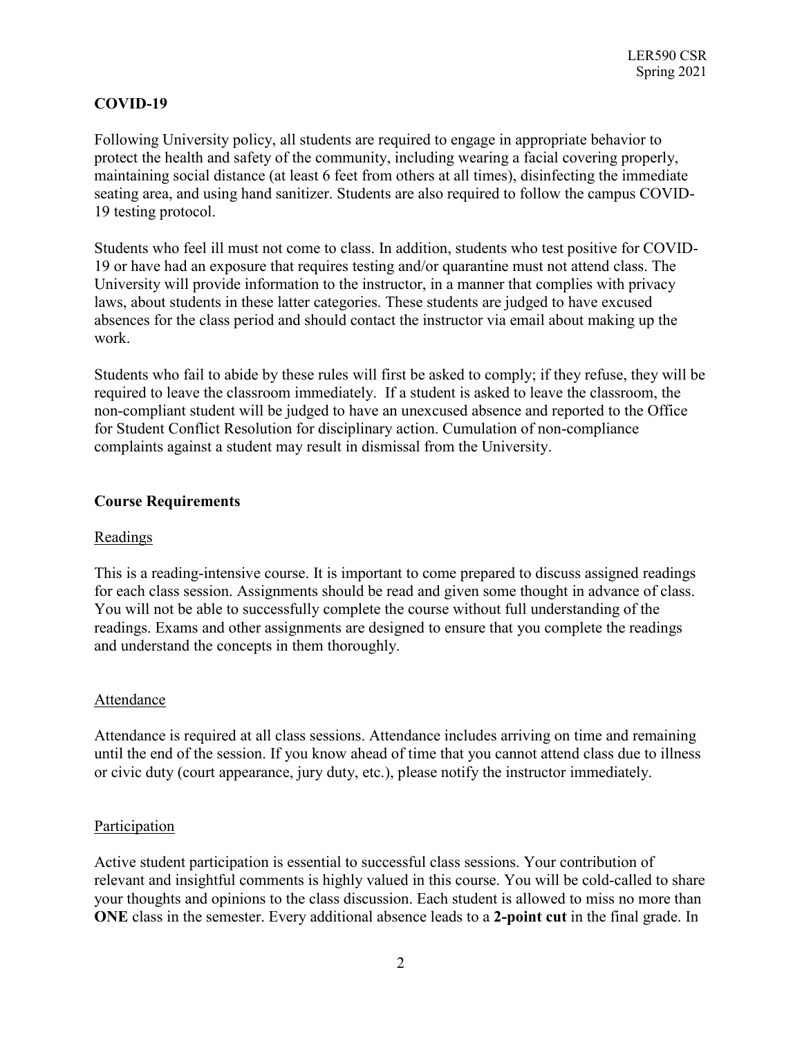## COVID-19

Following University policy, all students are required to engage in appropriate behavior to protect the health and safety of the community, including wearing a facial covering properly, maintaining social distance (at least 6 feet from others at all times), disinfecting the immediate seating area, and using hand sanitizer. Students are also required to follow the campus COVID-19 testing protocol.

Students who feel ill must not come to class. In addition, students who test positive for COVID-19 or have had an exposure that requires testing and/or quarantine must not attend class. The University will provide information to the instructor, in a manner that complies with privacy laws, about students in these latter categories. These students are judged to have excused absences for the class period and should contact the instructor via email about making up the work.

Students who fail to abide by these rules will first be asked to comply; if they refuse, they will be required to leave the classroom immediately. If a student is asked to leave the classroom, the non-compliant student will be judged to have an unexcused absence and reported to the Office for Student Conflict Resolution for disciplinary action. Cumulation of non-compliance complaints against a student may result in dismissal from the University.

## Course Requirements

### Readings

This is a reading-intensive course. It is important to come prepared to discuss assigned readings for each class session. Assignments should be read and given some thought in advance of class. You will not be able to successfully complete the course without full understanding of the readings. Exams and other assignments are designed to ensure that you complete the readings and understand the concepts in them thoroughly.

### Attendance

Attendance is required at all class sessions. Attendance includes arriving on time and remaining until the end of the session. If you know ahead of time that you cannot attend class due to illness or civic duty (court appearance, jury duty, etc.), please notify the instructor immediately.

### Participation

Active student participation is essential to successful class sessions. Your contribution of relevant and insightful comments is highly valued in this course. You will be cold-called to share your thoughts and opinions to the class discussion. Each student is allowed to miss no more than **ONE** class in the semester. Every additional absence leads to a **2-point cut** in the final grade. In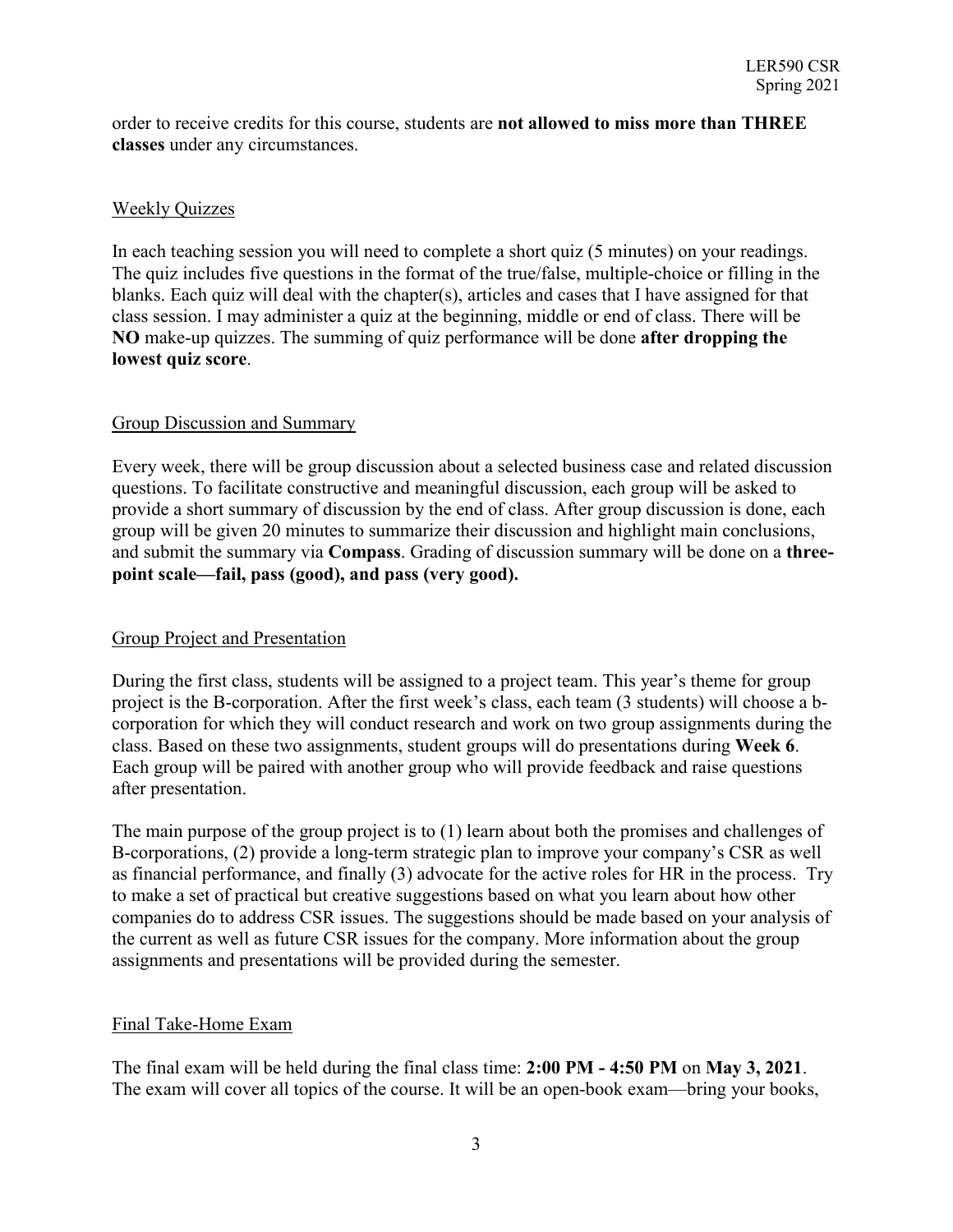order to receive credits for this course, students are **not allowed to miss more than THREE classes** under any circumstances.

## Weekly Quizzes

In each teaching session you will need to complete a short quiz (5 minutes) on your readings. The quiz includes five questions in the format of the true/false, multiple-choice or filling in the blanks. Each quiz will deal with the chapter(s), articles and cases that I have assigned for that class session. I may administer a quiz at the beginning, middle or end of class. There will be **NO** make-up quizzes. The summing of quiz performance will be done **after dropping the lowest quiz score**.

## Group Discussion and Summary

Every week, there will be group discussion about a selected business case and related discussion questions. To facilitate constructive and meaningful discussion, each group will be asked to provide a short summary of discussion by the end of class. After group discussion is done, each group will be given 20 minutes to summarize their discussion and highlight main conclusions, and submit the summary via **Compass**. Grading of discussion summary will be done on a **three-point scale—fail, pass (good), and pass (very good).**

## Group Project and Presentation

During the first class, students will be assigned to a project team. This year's theme for group project is the B-corporation. After the first week's class, each team (3 students) will choose a b-corporation for which they will conduct research and work on two group assignments during the class. Based on these two assignments, student groups will do presentations during **Week 6**. Each group will be paired with another group who will provide feedback and raise questions after presentation.

The main purpose of the group project is to (1) learn about both the promises and challenges of B-corporations, (2) provide a long-term strategic plan to improve your company's CSR as well as financial performance, and finally (3) advocate for the active roles for HR in the process. Try to make a set of practical but creative suggestions based on what you learn about how other companies do to address CSR issues. The suggestions should be made based on your analysis of the current as well as future CSR issues for the company. More information about the group assignments and presentations will be provided during the semester.

## Final Take-Home Exam

The final exam will be held during the final class time: **2:00 PM - 4:50 PM** on **May 3, 2021**. The exam will cover all topics of the course. It will be an open-book exam—bring your books,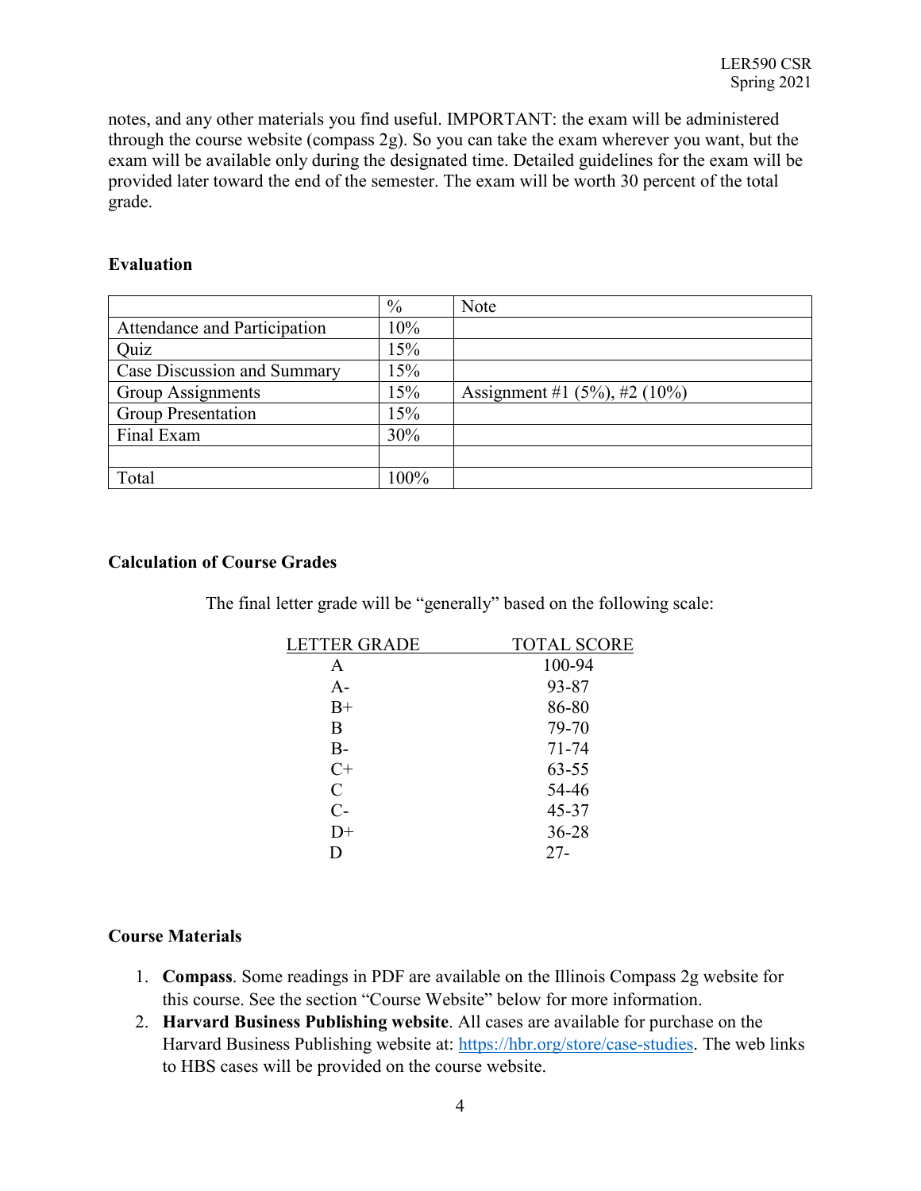notes, and any other materials you find useful. IMPORTANT: the exam will be administered through the course website (compass 2g). So you can take the exam wherever you want, but the exam will be available only during the designated time. Detailed guidelines for the exam will be provided later toward the end of the semester. The exam will be worth 30 percent of the total grade.

**Evaluation**

| | % | Note |
|---|---|---|
| Attendance and Participation | 10% | |
| Quiz | 15% | |
| Case Discussion and Summary | 15% | |
| Group Assignments | 15% | Assignment #1 (5%), #2 (10%) |
| Group Presentation | 15% | |
| Final Exam | 30% | |
| | | |
| Total | 100% | |

**Calculation of Course Grades**

The final letter grade will be "generally" based on the following scale:

| LETTER GRADE | TOTAL SCORE |
|---|---|
| A | 100-94 |
| A- | 93-87 |
| B+ | 86-80 |
| B | 79-70 |
| B- | 71-74 |
| C+ | 63-55 |
| C | 54-46 |
| C- | 45-37 |
| D+ | 36-28 |
| D | 27- |

**Course Materials**

1. **Compass**. Some readings in PDF are available on the Illinois Compass 2g website for this course. See the section "Course Website" below for more information.
2. **Harvard Business Publishing website**. All cases are available for purchase on the Harvard Business Publishing website at: https://hbr.org/store/case-studies. The web links to HBS cases will be provided on the course website.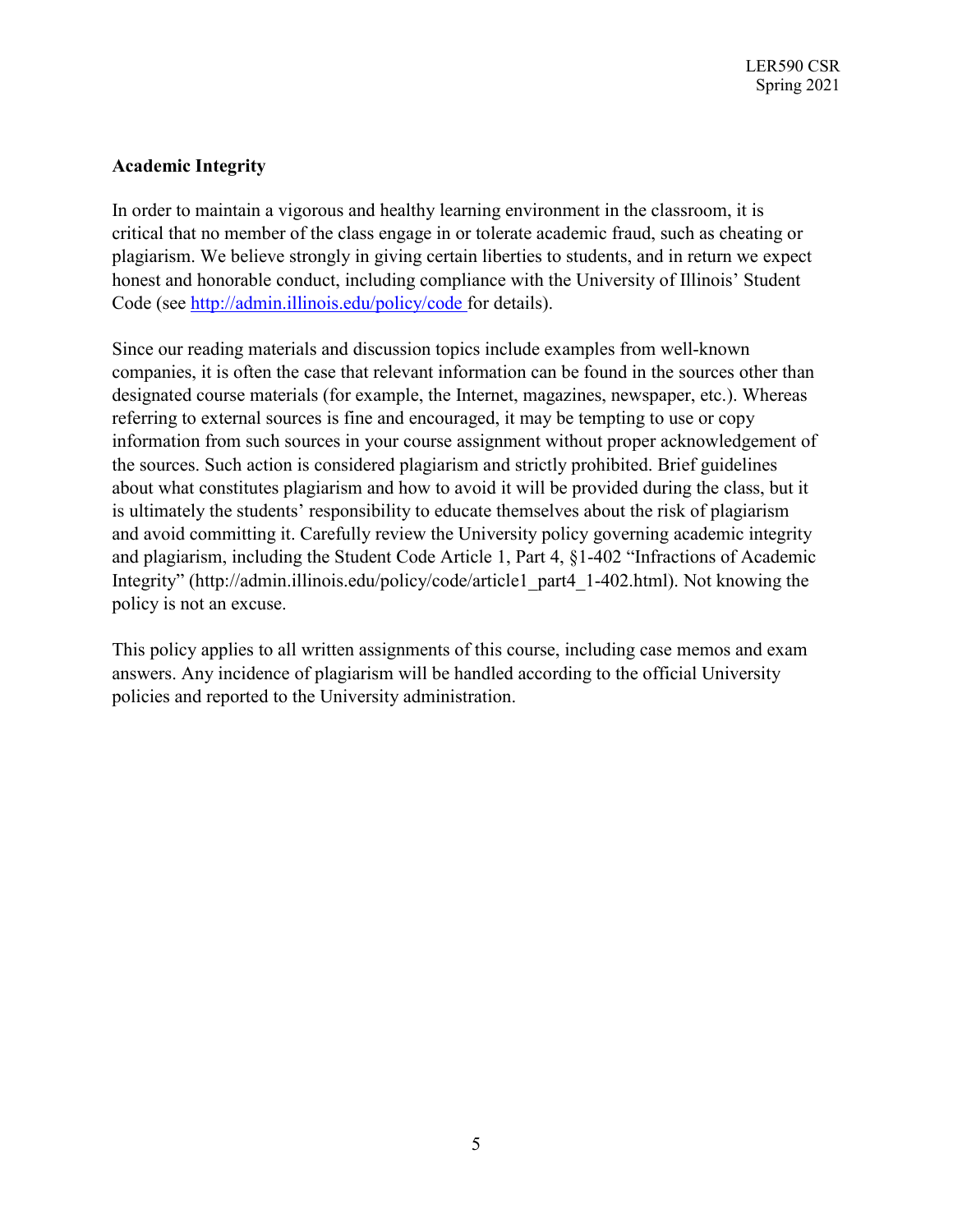**Academic Integrity**

In order to maintain a vigorous and healthy learning environment in the classroom, it is critical that no member of the class engage in or tolerate academic fraud, such as cheating or plagiarism. We believe strongly in giving certain liberties to students, and in return we expect honest and honorable conduct, including compliance with the University of Illinois' Student Code (see [http://admin.illinois.edu/policy/code](http://admin.illinois.edu/policy/code) for details).

Since our reading materials and discussion topics include examples from well-known companies, it is often the case that relevant information can be found in the sources other than designated course materials (for example, the Internet, magazines, newspaper, etc.). Whereas referring to external sources is fine and encouraged, it may be tempting to use or copy information from such sources in your course assignment without proper acknowledgement of the sources. Such action is considered plagiarism and strictly prohibited. Brief guidelines about what constitutes plagiarism and how to avoid it will be provided during the class, but it is ultimately the students' responsibility to educate themselves about the risk of plagiarism and avoid committing it. Carefully review the University policy governing academic integrity and plagiarism, including the Student Code Article 1, Part 4, §1-402 "Infractions of Academic Integrity" (http://admin.illinois.edu/policy/code/article1_part4_1-402.html). Not knowing the policy is not an excuse.

This policy applies to all written assignments of this course, including case memos and exam answers. Any incidence of plagiarism will be handled according to the official University policies and reported to the University administration.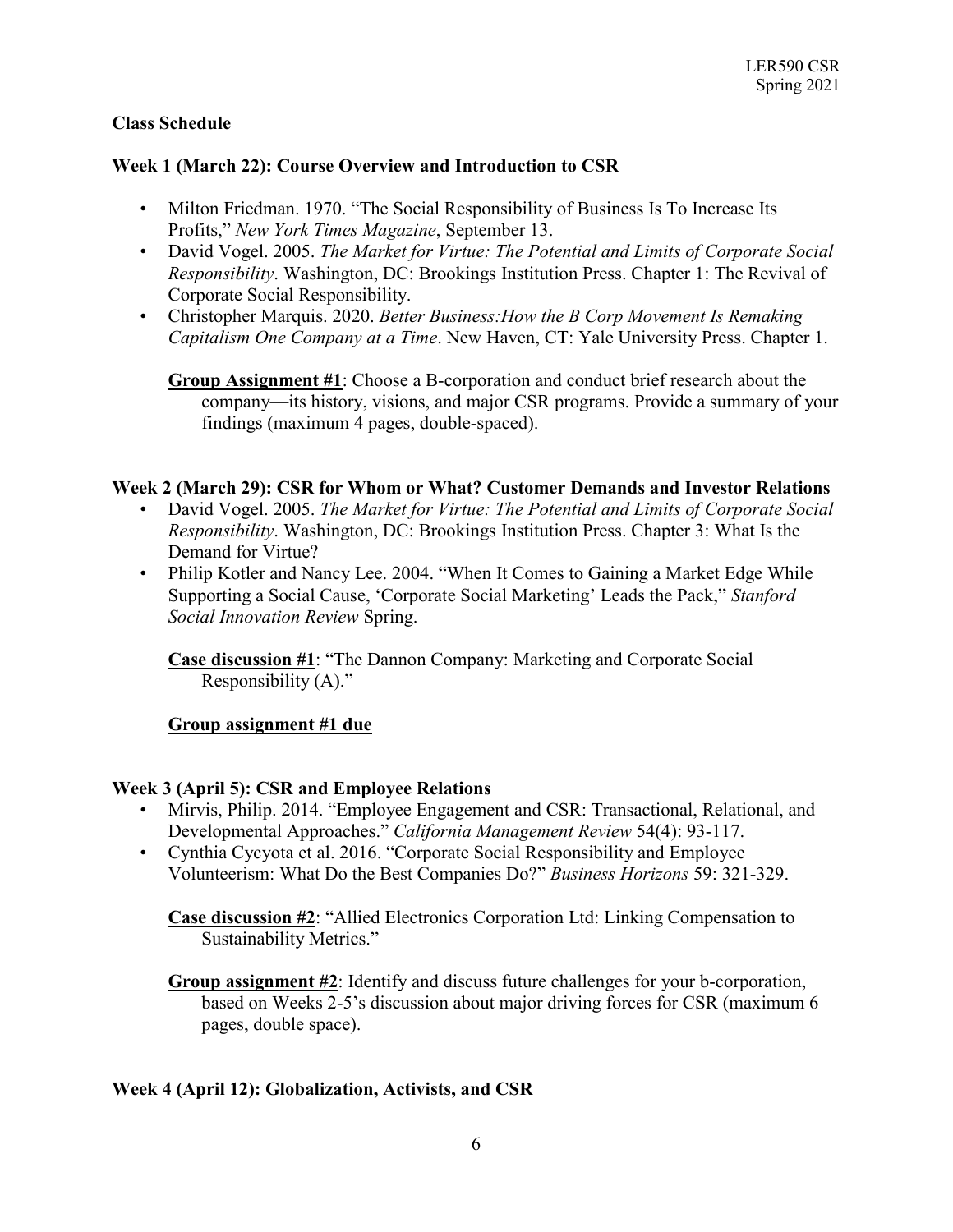**Class Schedule**

**Week 1 (March 22): Course Overview and Introduction to CSR**

- Milton Friedman. 1970. "The Social Responsibility of Business Is To Increase Its Profits," *New York Times Magazine*, September 13.
- David Vogel. 2005. *The Market for Virtue: The Potential and Limits of Corporate Social Responsibility*. Washington, DC: Brookings Institution Press. Chapter 1: The Revival of Corporate Social Responsibility.
- Christopher Marquis. 2020. *Better Business:How the B Corp Movement Is Remaking Capitalism One Company at a Time*. New Haven, CT: Yale University Press. Chapter 1.

  **<u>Group Assignment #1</u>**: Choose a B-corporation and conduct brief research about the company—its history, visions, and major CSR programs. Provide a summary of your findings (maximum 4 pages, double-spaced).

**Week 2 (March 29): CSR for Whom or What? Customer Demands and Investor Relations**

- David Vogel. 2005. *The Market for Virtue: The Potential and Limits of Corporate Social Responsibility*. Washington, DC: Brookings Institution Press. Chapter 3: What Is the Demand for Virtue?
- Philip Kotler and Nancy Lee. 2004. "When It Comes to Gaining a Market Edge While Supporting a Social Cause, 'Corporate Social Marketing' Leads the Pack," *Stanford Social Innovation Review* Spring.

  **<u>Case discussion #1</u>**: "The Dannon Company: Marketing and Corporate Social Responsibility (A)."

  **<u>Group assignment #1 due</u>**

**Week 3 (April 5): CSR and Employee Relations**

- Mirvis, Philip. 2014. "Employee Engagement and CSR: Transactional, Relational, and Developmental Approaches." *California Management Review* 54(4): 93-117.
- Cynthia Cycyota et al. 2016. "Corporate Social Responsibility and Employee Volunteerism: What Do the Best Companies Do?" *Business Horizons* 59: 321-329.

  **<u>Case discussion #2</u>**: "Allied Electronics Corporation Ltd: Linking Compensation to Sustainability Metrics."

  **<u>Group assignment #2</u>**: Identify and discuss future challenges for your b-corporation, based on Weeks 2-5's discussion about major driving forces for CSR (maximum 6 pages, double space).

**Week 4 (April 12): Globalization, Activists, and CSR**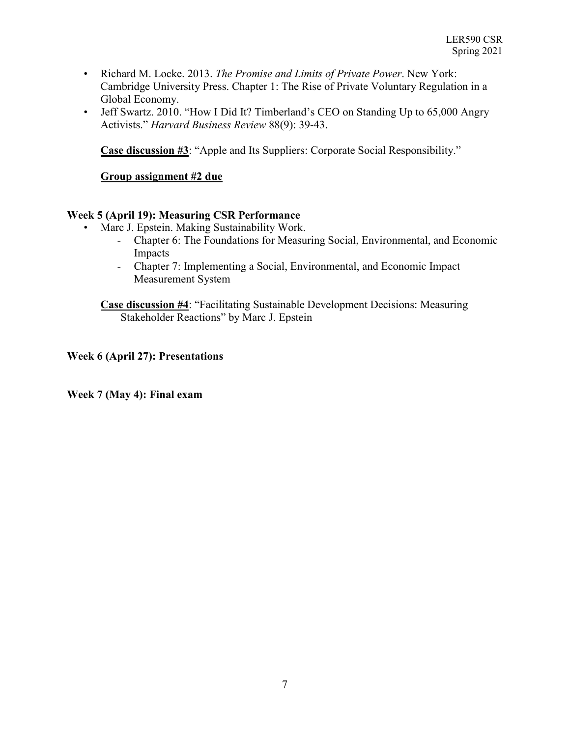- Richard M. Locke. 2013. *The Promise and Limits of Private Power*. New York: Cambridge University Press. Chapter 1: The Rise of Private Voluntary Regulation in a Global Economy.
- Jeff Swartz. 2010. "How I Did It? Timberland's CEO on Standing Up to 65,000 Angry Activists." *Harvard Business Review* 88(9): 39-43.

  <u>**Case discussion #3**</u>: "Apple and Its Suppliers: Corporate Social Responsibility."

  <u>**Group assignment #2 due**</u>

**Week 5 (April 19): Measuring CSR Performance**

- Marc J. Epstein. Making Sustainability Work.
  - Chapter 6: The Foundations for Measuring Social, Environmental, and Economic Impacts
  - Chapter 7: Implementing a Social, Environmental, and Economic Impact Measurement System

  <u>**Case discussion #4**</u>: "Facilitating Sustainable Development Decisions: Measuring Stakeholder Reactions" by Marc J. Epstein

**Week 6 (April 27): Presentations**

**Week 7 (May 4): Final exam**